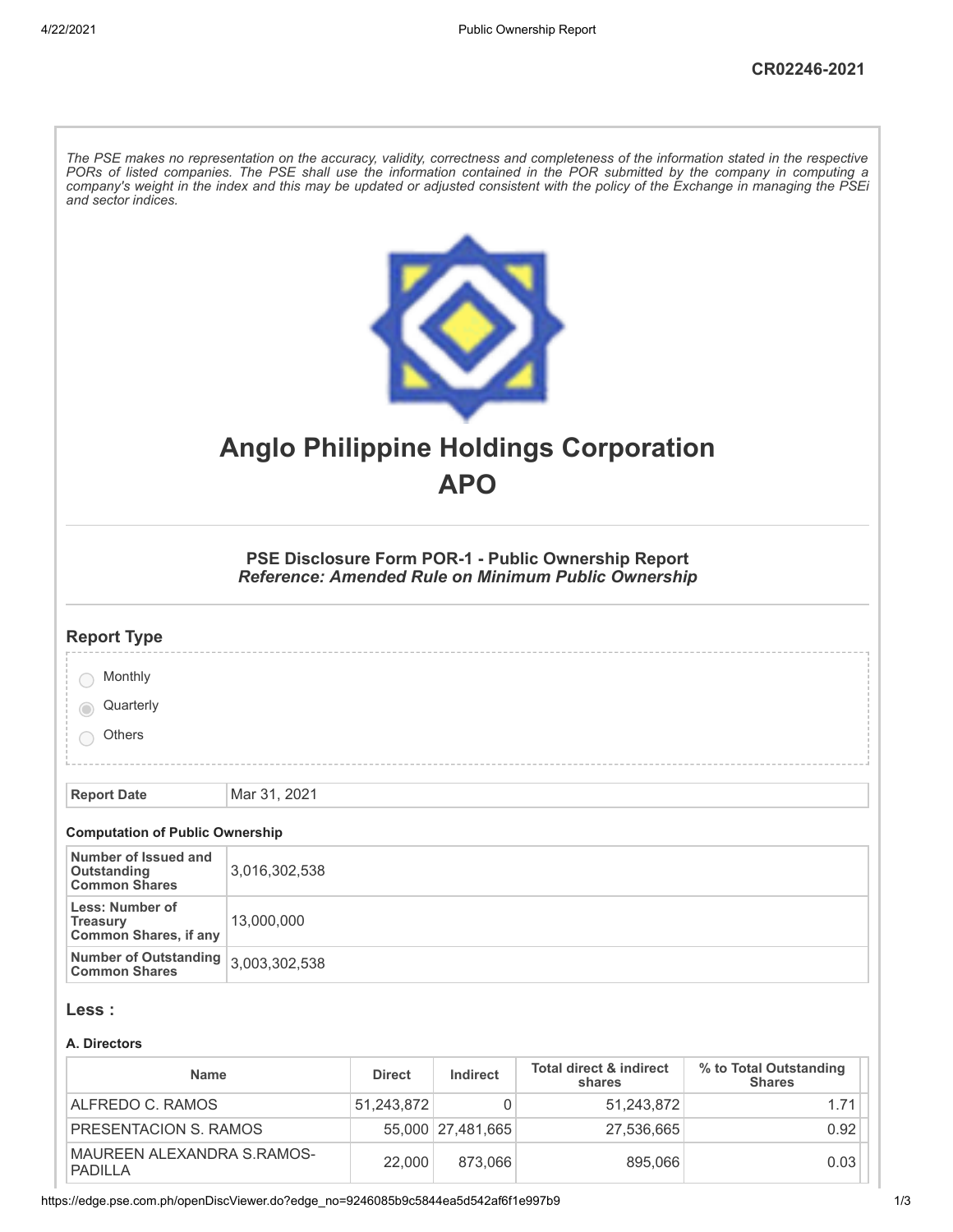CR02246-2021

*The PSE makes no representation on the accuracy, validity, correctness and completeness of the information stated in the respective PORs of listed companies. The PSE shall use the information contained in the POR submitted by the company in computing a company's weight in the index and this may be updated or adjusted consistent with the policy of the Exchange in managing the PSEi and sector indices.*

# Anglo Philippine Holdings Corporation
# APO

### PSE Disclosure Form POR-1 - Public Ownership Report
### *Reference: Amended Rule on Minimum Public Ownership*

## Report Type

- Monthly
- Quarterly (selected)
- Others

| Report Date | Mar 31, 2021 |
|---|---|

**Computation of Public Ownership**

| Number of Issued and Outstanding Common Shares | 3,016,302,538 |
|---|---|
| Less: Number of Treasury Common Shares, if any | 13,000,000 |
| Number of Outstanding Common Shares | 3,003,302,538 |

## Less :

**A. Directors**

| Name | Direct | Indirect | Total direct & indirect shares | % to Total Outstanding Shares |
|---|---|---|---|---|
| ALFREDO C. RAMOS | 51,243,872 | 0 | 51,243,872 | 1.71 |
| PRESENTACION S. RAMOS | 55,000 | 27,481,665 | 27,536,665 | 0.92 |
| MAUREEN ALEXANDRA S.RAMOS-PADILLA | 22,000 | 873,066 | 895,066 | 0.03 |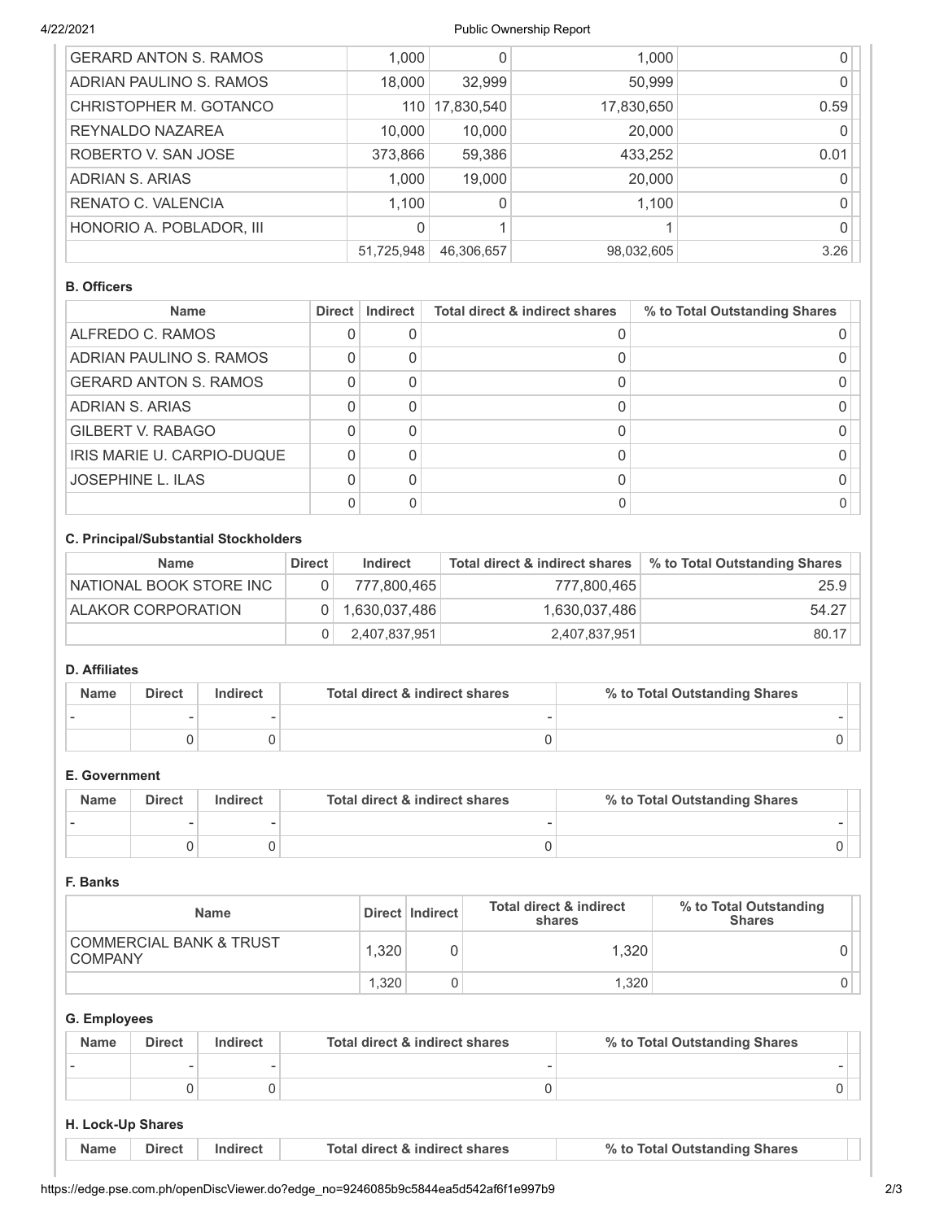| | | | | |
|---|---|---|---|---|
| GERARD ANTON S. RAMOS | 1,000 | 0 | 1,000 | 0 |
| ADRIAN PAULINO S. RAMOS | 18,000 | 32,999 | 50,999 | 0 |
| CHRISTOPHER M. GOTANCO | 110 | 17,830,540 | 17,830,650 | 0.59 |
| REYNALDO NAZAREA | 10,000 | 10,000 | 20,000 | 0 |
| ROBERTO V. SAN JOSE | 373,866 | 59,386 | 433,252 | 0.01 |
| ADRIAN S. ARIAS | 1,000 | 19,000 | 20,000 | 0 |
| RENATO C. VALENCIA | 1,100 | 0 | 1,100 | 0 |
| HONORIO A. POBLADOR, III | 0 | 1 | 1 | 0 |
| | 51,725,948 | 46,306,657 | 98,032,605 | 3.26 |

**B. Officers**

| Name | Direct | Indirect | Total direct & indirect shares | % to Total Outstanding Shares |
|---|---|---|---|---|
| ALFREDO C. RAMOS | 0 | 0 | 0 | 0 |
| ADRIAN PAULINO S. RAMOS | 0 | 0 | 0 | 0 |
| GERARD ANTON S. RAMOS | 0 | 0 | 0 | 0 |
| ADRIAN S. ARIAS | 0 | 0 | 0 | 0 |
| GILBERT V. RABAGO | 0 | 0 | 0 | 0 |
| IRIS MARIE U. CARPIO-DUQUE | 0 | 0 | 0 | 0 |
| JOSEPHINE L. ILAS | 0 | 0 | 0 | 0 |
| | 0 | 0 | 0 | 0 |

**C. Principal/Substantial Stockholders**

| Name | Direct | Indirect | Total direct & indirect shares | % to Total Outstanding Shares |
|---|---|---|---|---|
| NATIONAL BOOK STORE INC | 0 | 777,800,465 | 777,800,465 | 25.9 |
| ALAKOR CORPORATION | 0 | 1,630,037,486 | 1,630,037,486 | 54.27 |
| | 0 | 2,407,837,951 | 2,407,837,951 | 80.17 |

**D. Affiliates**

| Name | Direct | Indirect | Total direct & indirect shares | % to Total Outstanding Shares |
|---|---|---|---|---|
| - | - | - | - | - |
| | 0 | 0 | 0 | 0 |

**E. Government**

| Name | Direct | Indirect | Total direct & indirect shares | % to Total Outstanding Shares |
|---|---|---|---|---|
| - | - | - | - | - |
| | 0 | 0 | 0 | 0 |

**F. Banks**

| Name | Direct | Indirect | Total direct & indirect shares | % to Total Outstanding Shares |
|---|---|---|---|---|
| COMMERCIAL BANK & TRUST COMPANY | 1,320 | 0 | 1,320 | 0 |
| | 1,320 | 0 | 1,320 | 0 |

**G. Employees**

| Name | Direct | Indirect | Total direct & indirect shares | % to Total Outstanding Shares |
|---|---|---|---|---|
| - | - | - | - | - |
| | 0 | 0 | 0 | 0 |

**H. Lock-Up Shares**

| Name | Direct | Indirect | Total direct & indirect shares | % to Total Outstanding Shares |
|---|---|---|---|---|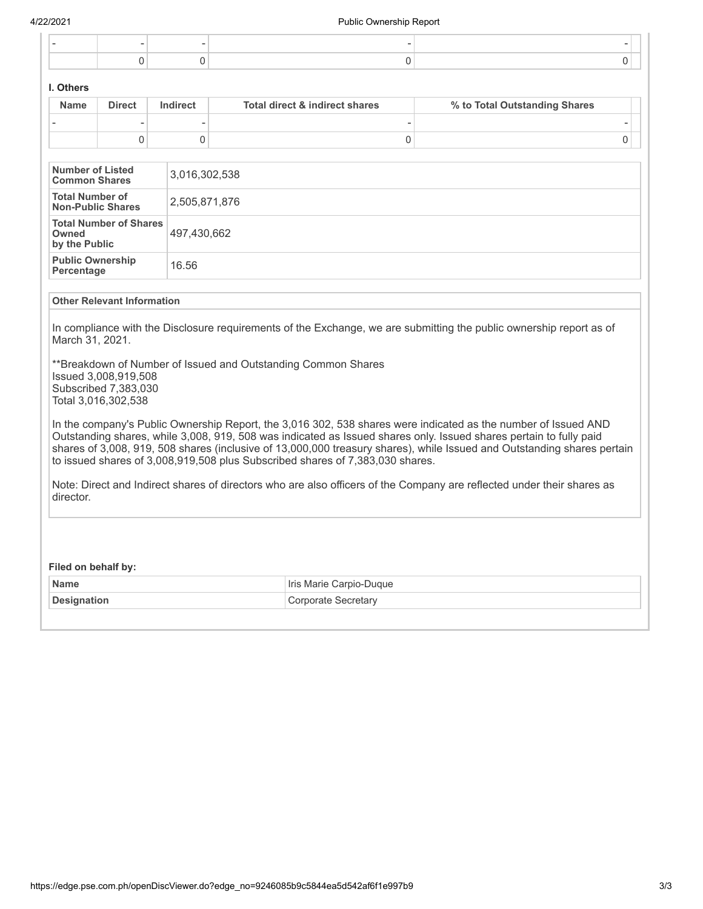| | | | | |
|---|---|---|---|---|
| - | - | - | - | - |
| | 0 | 0 | 0 | 0 |

**I. Others**

| Name | Direct | Indirect | Total direct & indirect shares | % to Total Outstanding Shares |
|---|---|---|---|---|
| - | - | - | - | - |
| | 0 | 0 | 0 | 0 |

| | |
|---|---|
| **Number of Listed Common Shares** | 3,016,302,538 |
| **Total Number of Non-Public Shares** | 2,505,871,876 |
| **Total Number of Shares Owned by the Public** | 497,430,662 |
| **Public Ownership Percentage** | 16.56 |

**Other Relevant Information**

In compliance with the Disclosure requirements of the Exchange, we are submitting the public ownership report as of March 31, 2021.

**Breakdown of Number of Issued and Outstanding Common Shares
Issued 3,008,919,508
Subscribed 7,383,030
Total 3,016,302,538

In the company's Public Ownership Report, the 3,016 302, 538 shares were indicated as the number of Issued AND Outstanding shares, while 3,008, 919, 508 was indicated as Issued shares only. Issued shares pertain to fully paid shares of 3,008, 919, 508 shares (inclusive of 13,000,000 treasury shares), while Issued and Outstanding shares pertain to issued shares of 3,008,919,508 plus Subscribed shares of 7,383,030 shares.

Note: Direct and Indirect shares of directors who are also officers of the Company are reflected under their shares as director.

**Filed on behalf by:**

| | |
|---|---|
| **Name** | Iris Marie Carpio-Duque |
| **Designation** | Corporate Secretary |